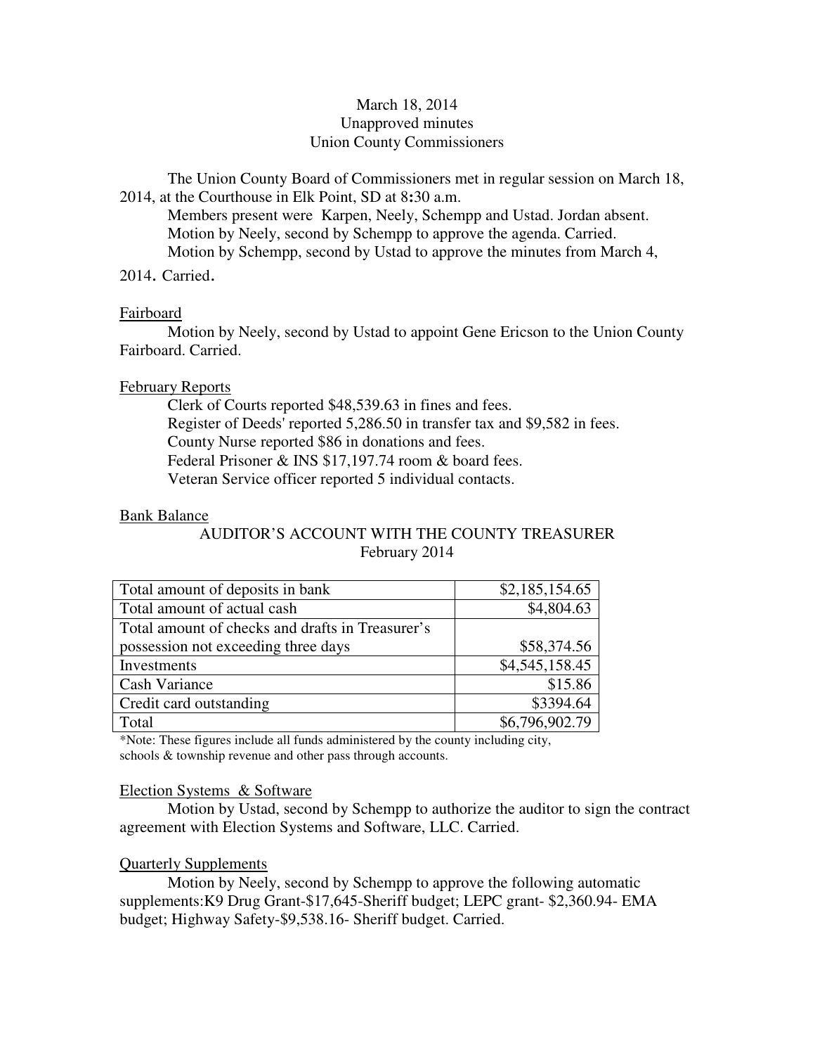March 18, 2014
Unapproved minutes
Union County Commissioners

The Union County Board of Commissioners met in regular session on March 18, 2014, at the Courthouse in Elk Point, SD at 8:30 a.m.

Members present were Karpen, Neely, Schempp and Ustad. Jordan absent.

Motion by Neely, second by Schempp to approve the agenda. Carried.

Motion by Schempp, second by Ustad to approve the minutes from March 4, 2014. Carried.

Fairboard

Motion by Neely, second by Ustad to appoint Gene Ericson to the Union County Fairboard. Carried.

February Reports

Clerk of Courts reported $48,539.63 in fines and fees.
Register of Deeds' reported 5,286.50 in transfer tax and $9,582 in fees.
County Nurse reported $86 in donations and fees.
Federal Prisoner & INS $17,197.74 room & board fees.
Veteran Service officer reported 5 individual contacts.

Bank Balance

AUDITOR'S ACCOUNT WITH THE COUNTY TREASURER
February 2014

| | |
|---|---|
| Total amount of deposits in bank | $2,185,154.65 |
| Total amount of actual cash | $4,804.63 |
| Total amount of checks and drafts in Treasurer's possession not exceeding three days | $58,374.56 |
| Investments | $4,545,158.45 |
| Cash Variance | $15.86 |
| Credit card outstanding | $3394.64 |
| Total | $6,796,902.79 |

*Note: These figures include all funds administered by the county including city, schools & township revenue and other pass through accounts.

Election Systems & Software

Motion by Ustad, second by Schempp to authorize the auditor to sign the contract agreement with Election Systems and Software, LLC. Carried.

Quarterly Supplements

Motion by Neely, second by Schempp to approve the following automatic supplements:K9 Drug Grant-$17,645-Sheriff budget; LEPC grant- $2,360.94- EMA budget; Highway Safety-$9,538.16- Sheriff budget. Carried.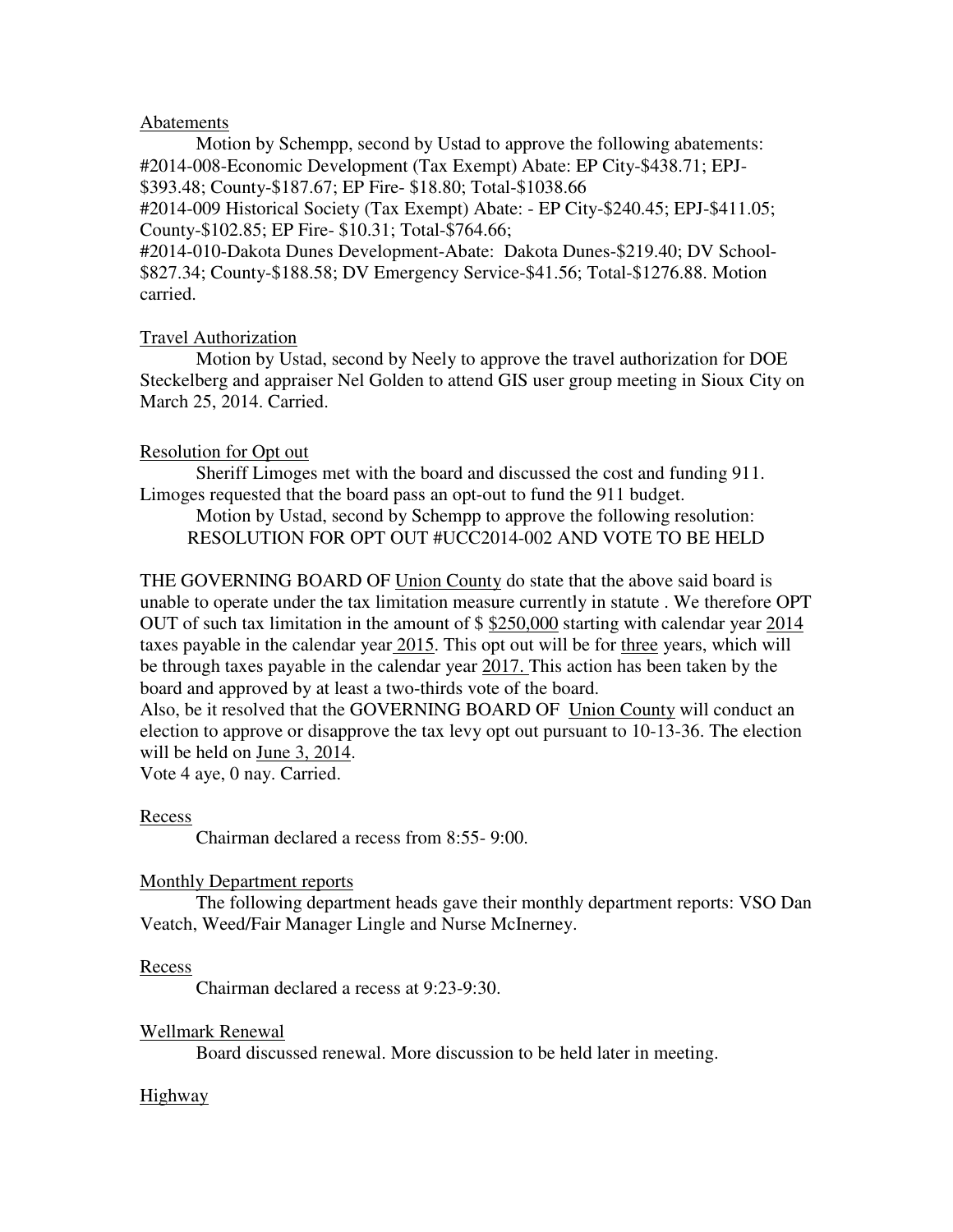Abatements

Motion by Schempp, second by Ustad to approve the following abatements:
#2014-008-Economic Development (Tax Exempt) Abate: EP City-$438.71; EPJ-$393.48; County-$187.67; EP Fire- $18.80; Total-$1038.66
#2014-009 Historical Society (Tax Exempt) Abate: - EP City-$240.45; EPJ-$411.05; County-$102.85; EP Fire- $10.31; Total-$764.66;
#2014-010-Dakota Dunes Development-Abate: Dakota Dunes-$219.40; DV School-$827.34; County-$188.58; DV Emergency Service-$41.56; Total-$1276.88. Motion carried.

Travel Authorization

Motion by Ustad, second by Neely to approve the travel authorization for DOE Steckelberg and appraiser Nel Golden to attend GIS user group meeting in Sioux City on March 25, 2014. Carried.

Resolution for Opt out

Sheriff Limoges met with the board and discussed the cost and funding 911. Limoges requested that the board pass an opt-out to fund the 911 budget.

Motion by Ustad, second by Schempp to approve the following resolution:
RESOLUTION FOR OPT OUT #UCC2014-002 AND VOTE TO BE HELD

THE GOVERNING BOARD OF Union County do state that the above said board is unable to operate under the tax limitation measure currently in statute . We therefore OPT OUT of such tax limitation in the amount of $ $250,000 starting with calendar year 2014 taxes payable in the calendar year 2015. This opt out will be for three years, which will be through taxes payable in the calendar year 2017. This action has been taken by the board and approved by at least a two-thirds vote of the board.
Also, be it resolved that the GOVERNING BOARD OF Union County will conduct an election to approve or disapprove the tax levy opt out pursuant to 10-13-36. The election will be held on June 3, 2014.
Vote 4 aye, 0 nay. Carried.

Recess

Chairman declared a recess from 8:55- 9:00.

Monthly Department reports

The following department heads gave their monthly department reports: VSO Dan Veatch, Weed/Fair Manager Lingle and Nurse McInerney.

Recess

Chairman declared a recess at 9:23-9:30.

Wellmark Renewal

Board discussed renewal. More discussion to be held later in meeting.

Highway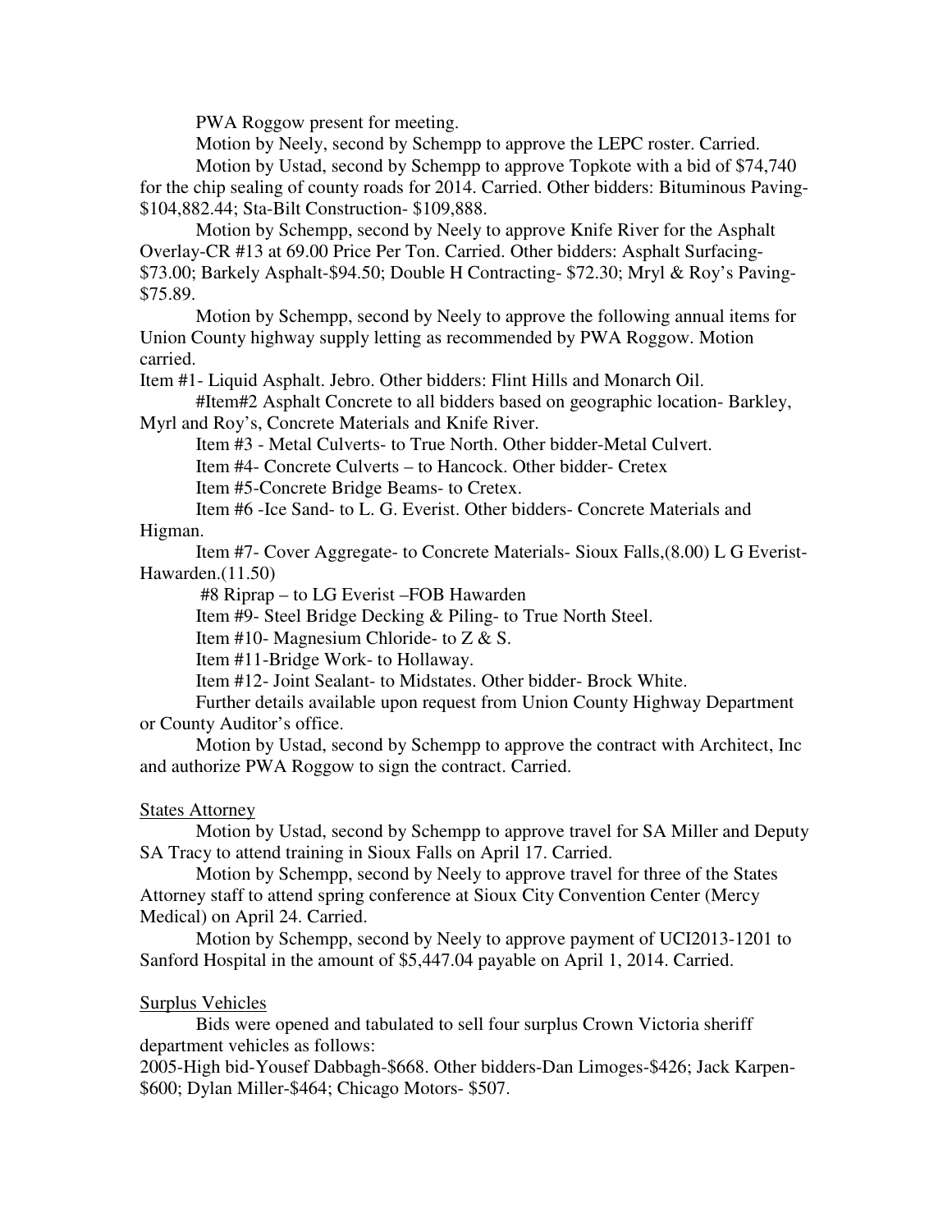PWA Roggow present for meeting.

Motion by Neely, second by Schempp to approve the LEPC roster. Carried.

Motion by Ustad, second by Schempp to approve Topkote with a bid of $74,740 for the chip sealing of county roads for 2014. Carried. Other bidders: Bituminous Paving-$104,882.44; Sta-Bilt Construction- $109,888.

Motion by Schempp, second by Neely to approve Knife River for the Asphalt Overlay-CR #13 at 69.00 Price Per Ton. Carried. Other bidders: Asphalt Surfacing-$73.00; Barkely Asphalt-$94.50; Double H Contracting- $72.30; Mryl & Roy's Paving-$75.89.

Motion by Schempp, second by Neely to approve the following annual items for Union County highway supply letting as recommended by PWA Roggow. Motion carried.

Item #1- Liquid Asphalt. Jebro. Other bidders: Flint Hills and Monarch Oil.

#Item#2 Asphalt Concrete to all bidders based on geographic location- Barkley, Myrl and Roy's, Concrete Materials and Knife River.

Item #3 - Metal Culverts- to True North. Other bidder-Metal Culvert.

Item #4- Concrete Culverts – to Hancock. Other bidder- Cretex

Item #5-Concrete Bridge Beams- to Cretex.

Item #6 -Ice Sand- to L. G. Everist. Other bidders- Concrete Materials and Higman.

Item #7- Cover Aggregate- to Concrete Materials- Sioux Falls,(8.00) L G Everist-Hawarden.(11.50)

#8 Riprap – to LG Everist –FOB Hawarden

Item #9- Steel Bridge Decking & Piling- to True North Steel.

Item #10- Magnesium Chloride- to Z & S.

Item #11-Bridge Work- to Hollaway.

Item #12- Joint Sealant- to Midstates. Other bidder- Brock White.

Further details available upon request from Union County Highway Department or County Auditor's office.

Motion by Ustad, second by Schempp to approve the contract with Architect, Inc and authorize PWA Roggow to sign the contract. Carried.

States Attorney

Motion by Ustad, second by Schempp to approve travel for SA Miller and Deputy SA Tracy to attend training in Sioux Falls on April 17. Carried.

Motion by Schempp, second by Neely to approve travel for three of the States Attorney staff to attend spring conference at Sioux City Convention Center (Mercy Medical) on April 24. Carried.

Motion by Schempp, second by Neely to approve payment of UCI2013-1201 to Sanford Hospital in the amount of $5,447.04 payable on April 1, 2014. Carried.

Surplus Vehicles

Bids were opened and tabulated to sell four surplus Crown Victoria sheriff department vehicles as follows:

2005-High bid-Yousef Dabbagh-$668. Other bidders-Dan Limoges-$426; Jack Karpen-$600; Dylan Miller-$464; Chicago Motors- $507.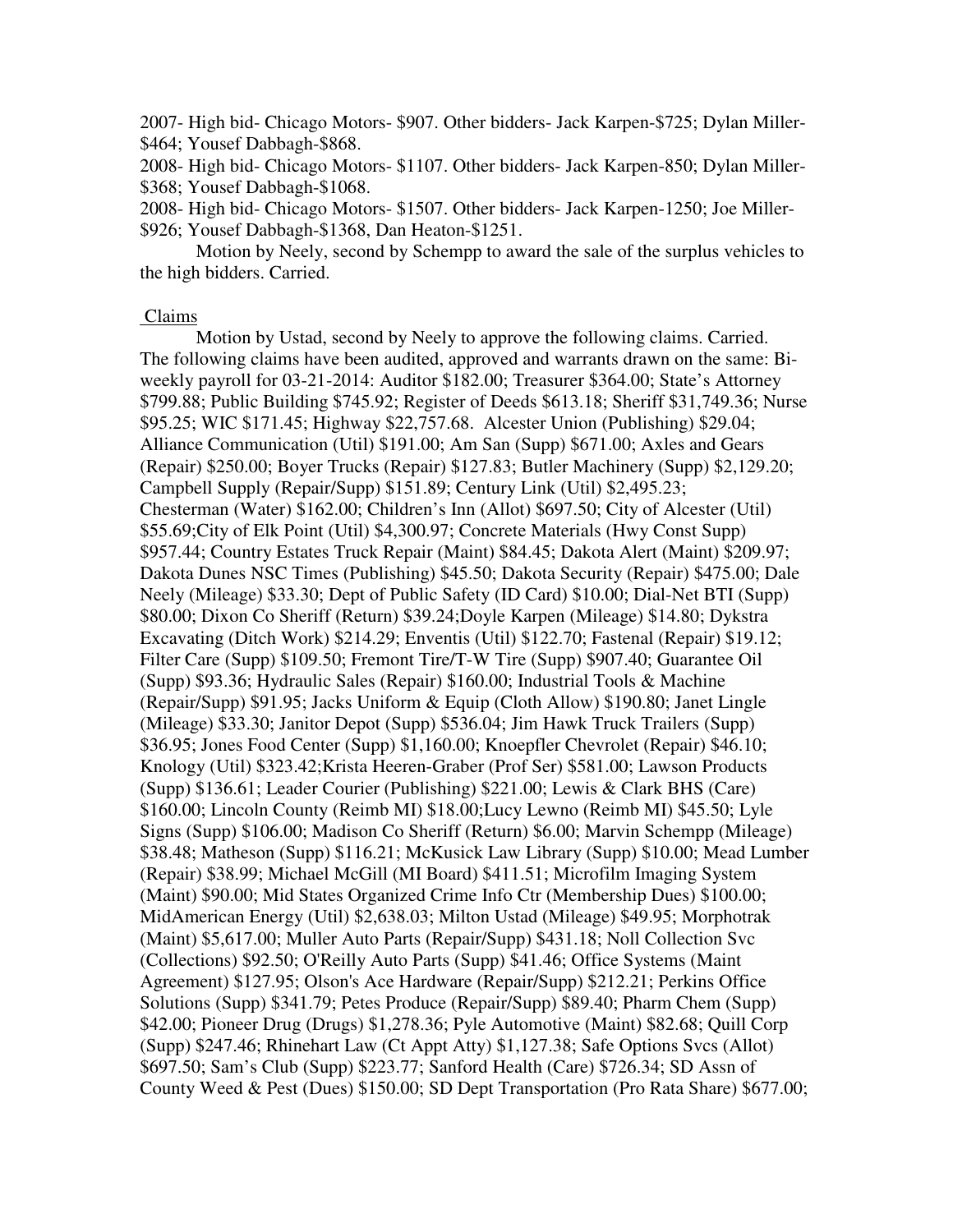2007- High bid- Chicago Motors- $907. Other bidders- Jack Karpen-$725; Dylan Miller-$464; Yousef Dabbagh-$868.

2008- High bid- Chicago Motors- $1107. Other bidders- Jack Karpen-850; Dylan Miller-$368; Yousef Dabbagh-$1068.

2008- High bid- Chicago Motors- $1507. Other bidders- Jack Karpen-1250; Joe Miller-$926; Yousef Dabbagh-$1368, Dan Heaton-$1251.

Motion by Neely, second by Schempp to award the sale of the surplus vehicles to the high bidders. Carried.

Claims

Motion by Ustad, second by Neely to approve the following claims. Carried. The following claims have been audited, approved and warrants drawn on the same: Bi-weekly payroll for 03-21-2014: Auditor $182.00; Treasurer $364.00; State's Attorney $799.88; Public Building $745.92; Register of Deeds $613.18; Sheriff $31,749.36; Nurse $95.25; WIC $171.45; Highway $22,757.68. Alcester Union (Publishing) $29.04; Alliance Communication (Util) $191.00; Am San (Supp) $671.00; Axles and Gears (Repair) $250.00; Boyer Trucks (Repair) $127.83; Butler Machinery (Supp) $2,129.20; Campbell Supply (Repair/Supp) $151.89; Century Link (Util) $2,495.23; Chesterman (Water) $162.00; Children's Inn (Allot) $697.50; City of Alcester (Util) $55.69;City of Elk Point (Util) $4,300.97; Concrete Materials (Hwy Const Supp) $957.44; Country Estates Truck Repair (Maint) $84.45; Dakota Alert (Maint) $209.97; Dakota Dunes NSC Times (Publishing) $45.50; Dakota Security (Repair) $475.00; Dale Neely (Mileage) $33.30; Dept of Public Safety (ID Card) $10.00; Dial-Net BTI (Supp) $80.00; Dixon Co Sheriff (Return) $39.24;Doyle Karpen (Mileage) $14.80; Dykstra Excavating (Ditch Work) $214.29; Enventis (Util) $122.70; Fastenal (Repair) $19.12; Filter Care (Supp) $109.50; Fremont Tire/T-W Tire (Supp) $907.40; Guarantee Oil (Supp) $93.36; Hydraulic Sales (Repair) $160.00; Industrial Tools & Machine (Repair/Supp) $91.95; Jacks Uniform & Equip (Cloth Allow) $190.80; Janet Lingle (Mileage) $33.30; Janitor Depot (Supp) $536.04; Jim Hawk Truck Trailers (Supp) $36.95; Jones Food Center (Supp) $1,160.00; Knoepfler Chevrolet (Repair) $46.10; Knology (Util) $323.42;Krista Heeren-Graber (Prof Ser) $581.00; Lawson Products (Supp) $136.61; Leader Courier (Publishing) $221.00; Lewis & Clark BHS (Care) $160.00; Lincoln County (Reimb MI) $18.00;Lucy Lewno (Reimb MI) $45.50; Lyle Signs (Supp) $106.00; Madison Co Sheriff (Return) $6.00; Marvin Schempp (Mileage) $38.48; Matheson (Supp) $116.21; McKusick Law Library (Supp) $10.00; Mead Lumber (Repair) $38.99; Michael McGill (MI Board) $411.51; Microfilm Imaging System (Maint) $90.00; Mid States Organized Crime Info Ctr (Membership Dues) $100.00; MidAmerican Energy (Util) $2,638.03; Milton Ustad (Mileage) $49.95; Morphotrak (Maint) $5,617.00; Muller Auto Parts (Repair/Supp) $431.18; Noll Collection Svc (Collections) $92.50; O'Reilly Auto Parts (Supp) $41.46; Office Systems (Maint Agreement) $127.95; Olson's Ace Hardware (Repair/Supp) $212.21; Perkins Office Solutions (Supp) $341.79; Petes Produce (Repair/Supp) $89.40; Pharm Chem (Supp) $42.00; Pioneer Drug (Drugs) $1,278.36; Pyle Automotive (Maint) $82.68; Quill Corp (Supp) $247.46; Rhinehart Law (Ct Appt Atty) $1,127.38; Safe Options Svcs (Allot) $697.50; Sam's Club (Supp) $223.77; Sanford Health (Care) $726.34; SD Assn of County Weed & Pest (Dues) $150.00; SD Dept Transportation (Pro Rata Share) $677.00;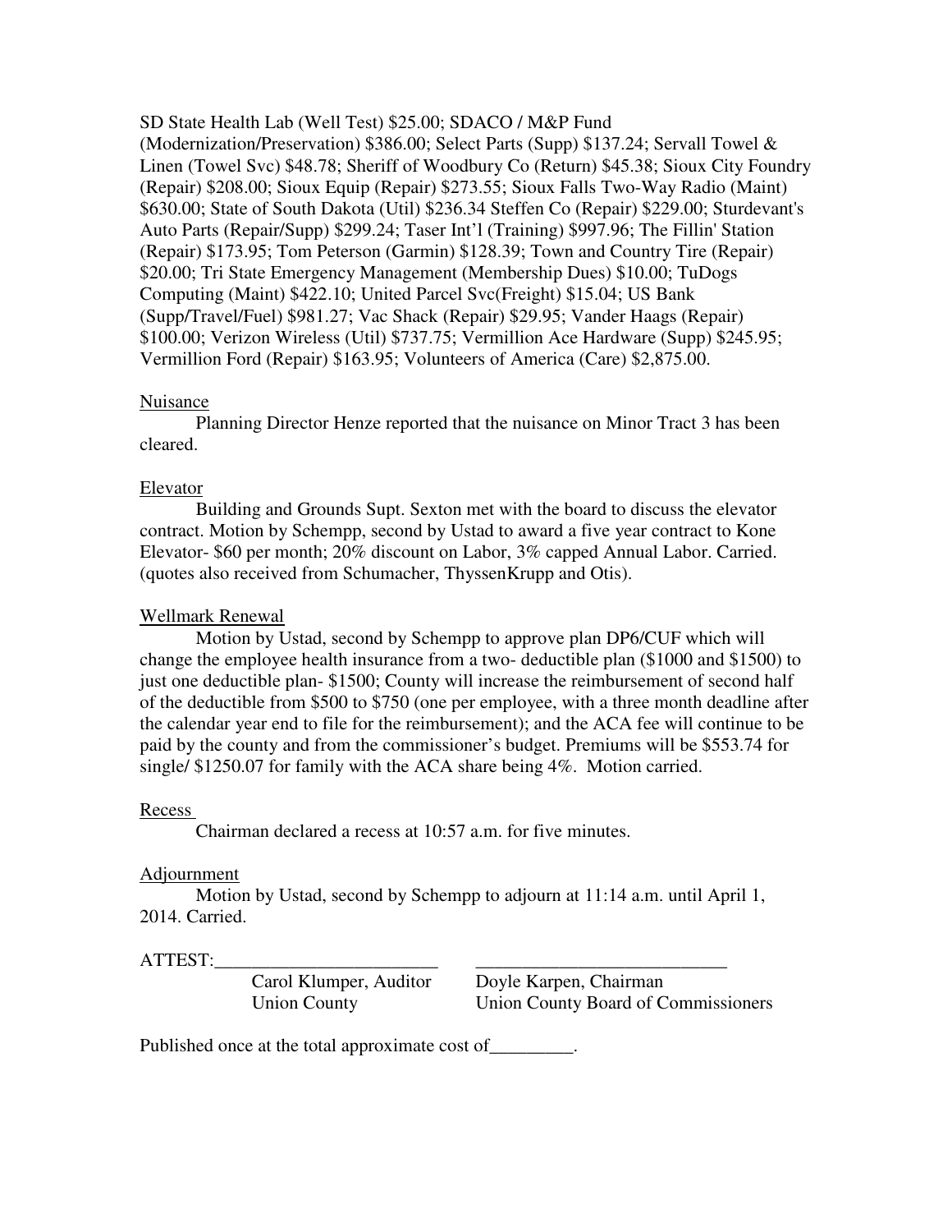SD State Health Lab (Well Test) $25.00; SDACO / M&P Fund (Modernization/Preservation) $386.00; Select Parts (Supp) $137.24; Servall Towel & Linen (Towel Svc) $48.78; Sheriff of Woodbury Co (Return) $45.38; Sioux City Foundry (Repair) $208.00; Sioux Equip (Repair) $273.55; Sioux Falls Two-Way Radio (Maint) $630.00; State of South Dakota (Util) $236.34 Steffen Co (Repair) $229.00; Sturdevant's Auto Parts (Repair/Supp) $299.24; Taser Int'l (Training) $997.96; The Fillin' Station (Repair) $173.95; Tom Peterson (Garmin) $128.39; Town and Country Tire (Repair) $20.00; Tri State Emergency Management (Membership Dues) $10.00; TuDogs Computing (Maint) $422.10; United Parcel Svc(Freight) $15.04; US Bank (Supp/Travel/Fuel) $981.27; Vac Shack (Repair) $29.95; Vander Haags (Repair) $100.00; Verizon Wireless (Util) $737.75; Vermillion Ace Hardware (Supp) $245.95; Vermillion Ford (Repair) $163.95; Volunteers of America (Care) $2,875.00.

Nuisance

Planning Director Henze reported that the nuisance on Minor Tract 3 has been cleared.

Elevator

Building and Grounds Supt. Sexton met with the board to discuss the elevator contract. Motion by Schempp, second by Ustad to award a five year contract to Kone Elevator- $60 per month; 20% discount on Labor, 3% capped Annual Labor. Carried. (quotes also received from Schumacher, ThyssenKrupp and Otis).

Wellmark Renewal

Motion by Ustad, second by Schempp to approve plan DP6/CUF which will change the employee health insurance from a two- deductible plan ($1000 and $1500) to just one deductible plan- $1500; County will increase the reimbursement of second half of the deductible from $500 to $750 (one per employee, with a three month deadline after the calendar year end to file for the reimbursement); and the ACA fee will continue to be paid by the county and from the commissioner's budget. Premiums will be $553.74 for single/ $1250.07 for family with the ACA share being 4%. Motion carried.

Recess

Chairman declared a recess at 10:57 a.m. for five minutes.

Adjournment

Motion by Ustad, second by Schempp to adjourn at 11:14 a.m. until April 1, 2014. Carried.

ATTEST:________________________ ___________________________

Carol Klumper, Auditor — Doyle Karpen, Chairman

Union County — Union County Board of Commissioners

Published once at the total approximate cost of_________.